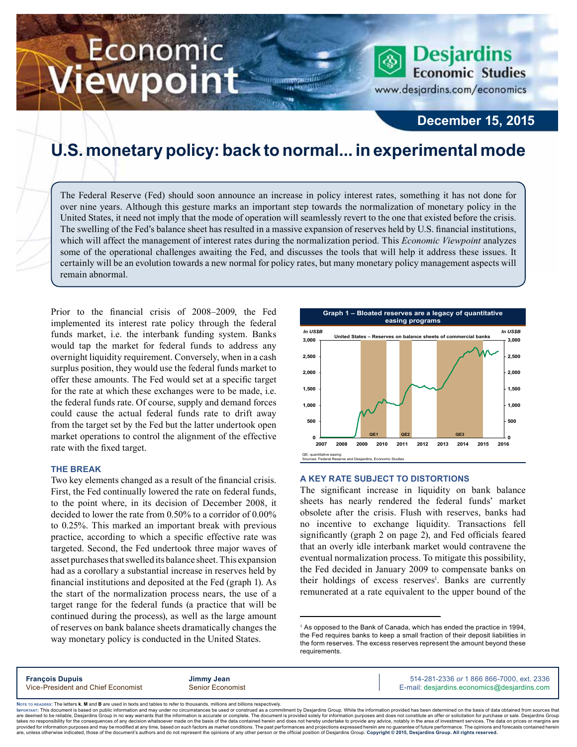# Economic Viewpoint

**Desjardins**
**Economic Studies**
www.desjardins.com/economics

**December 15, 2015**

# U.S. monetary policy: back to normal... in experimental mode

The Federal Reserve (Fed) should soon announce an increase in policy interest rates, something it has not done for over nine years. Although this gesture marks an important step towards the normalization of monetary policy in the United States, it need not imply that the mode of operation will seamlessly revert to the one that existed before the crisis. The swelling of the Fed's balance sheet has resulted in a massive expansion of reserves held by U.S. financial institutions, which will affect the management of interest rates during the normalization period. This *Economic Viewpoint* analyzes some of the operational challenges awaiting the Fed, and discusses the tools that will help it address these issues. It certainly will be an evolution towards a new normal for policy rates, but many monetary policy management aspects will remain abnormal.

Prior to the financial crisis of 2008–2009, the Fed implemented its interest rate policy through the federal funds market, i.e. the interbank funding system. Banks would tap the market for federal funds to address any overnight liquidity requirement. Conversely, when in a cash surplus position, they would use the federal funds market to offer these amounts. The Fed would set at a specific target for the rate at which these exchanges were to be made, i.e. the federal funds rate. Of course, supply and demand forces could cause the actual federal funds rate to drift away from the target set by the Fed but the latter undertook open market operations to control the alignment of the effective rate with the fixed target.

## THE BREAK

Two key elements changed as a result of the financial crisis. First, the Fed continually lowered the rate on federal funds, to the point where, in its decision of December 2008, it decided to lower the rate from 0.50% to a corridor of 0.00% to 0.25%. This marked an important break with previous practice, according to which a specific effective rate was targeted. Second, the Fed undertook three major waves of asset purchases that swelled its balance sheet. This expansion had as a corollary a substantial increase in reserves held by financial institutions and deposited at the Fed (graph 1). As the start of the normalization process nears, the use of a target range for the federal funds (a practice that will be continued during the process), as well as the large amount of reserves on bank balance sheets dramatically changes the way monetary policy is conducted in the United States.

**Graph 1 – Bloated reserves are a legacy of quantitative easing programs**

United States – Reserves on balance sheets of commercial banks (In US$B; 2007–2016; shaded periods QE1, QE2, QE3)

QE: quantitative easing
Sources: Federal Reserve and Desjardins, Economic Studies

## A KEY RATE SUBJECT TO DISTORTIONS

The significant increase in liquidity on bank balance sheets has nearly rendered the federal funds' market obsolete after the crisis. Flush with reserves, banks had no incentive to exchange liquidity. Transactions fell significantly (graph 2 on page 2), and Fed officials feared that an overly idle interbank market would contravene the eventual normalization process. To mitigate this possibility, the Fed decided in January 2009 to compensate banks on their holdings of excess reserves[1]. Banks are currently remunerated at a rate equivalent to the upper bound of the

[1] As opposed to the Bank of Canada, which has ended the practice in 1994, the Fed requires banks to keep a small fraction of their deposit liabilities in the form reserves. The excess reserves represent the amount beyond these requirements.

**François Dupuis**
Vice-President and Chief Economist

**Jimmy Jean**
Senior Economist

514-281-2336 *or* 1 866 866-7000, ext. 2336
E-mail: desjardins.economics@desjardins.com

Note to readers: The letters **k**, **M** and **B** are used in texts and tables to refer to thousands, millions and billions respectively.
Important: This document is based on public information and may under no circumstances be used or construed as a commitment by Desjardins Group. While the information provided has been determined on the basis of data obtained from sources that are deemed to be reliable, Desjardins Group in no way warrants that the information is accurate or complete. The document is provided solely for information purposes and does not constitute an offer or solicitation for purchase or sale. Desjardins Group takes no responsibility for the consequences of any decision whatsoever made on the basis of the data contained herein and does not hereby undertake to provide any advice, notably in the area of investment services. The data on prices or margins are provided for information purposes and may be modified at any time, based on such factors as market conditions. The past performances and projections expressed herein are no guarantee of future performance. The opinions and forecasts contained herein are, unless otherwise indicated, those of the document's authors and do not represent the opinions of any other person or the official position of Desjardins Group. **Copyright © 2015, Desjardins Group. All rights reserved.**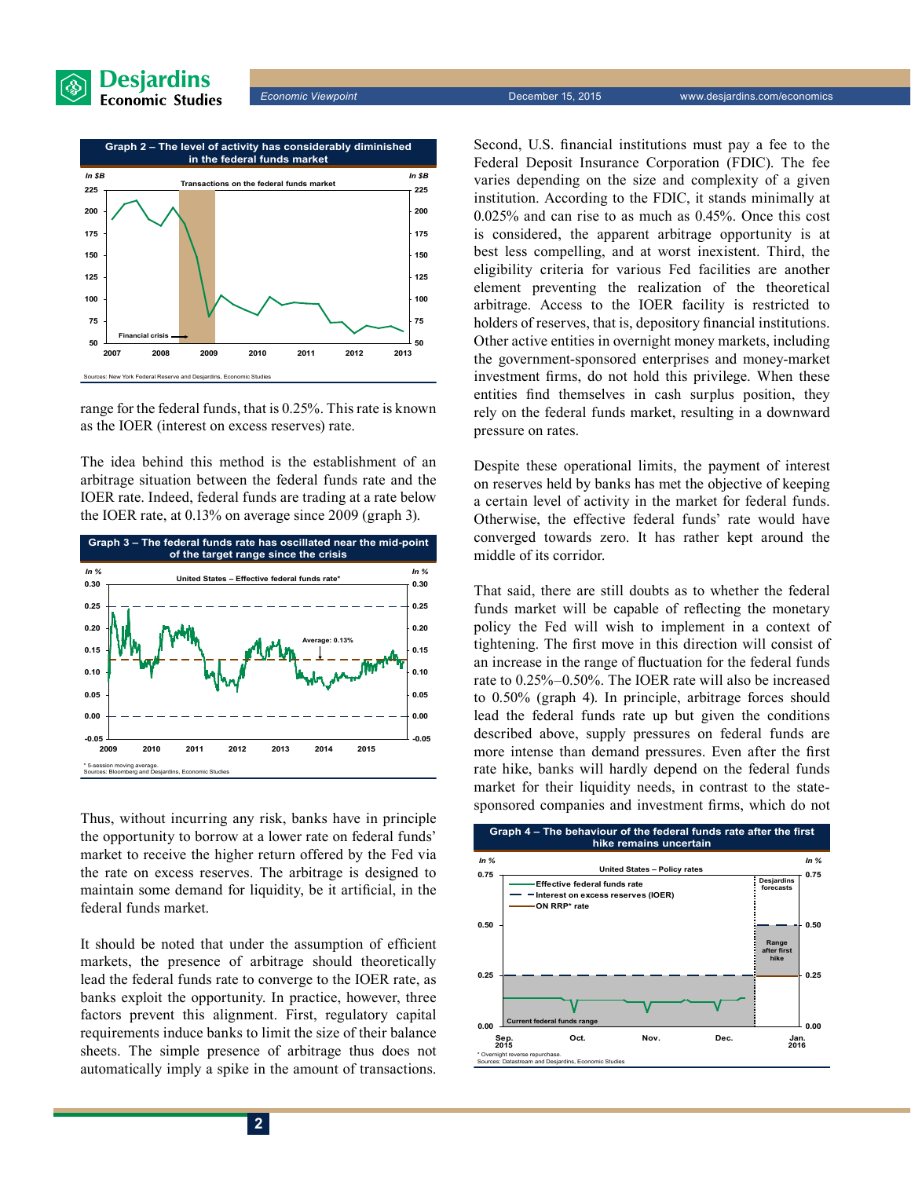**Graph 2 – The level of activity has considerably diminished in the federal funds market**

Transactions on the federal funds market

Sources: New York Federal Reserve and Desjardins, Economic Studies

range for the federal funds, that is 0.25%. This rate is known as the IOER (interest on excess reserves) rate.

The idea behind this method is the establishment of an arbitrage situation between the federal funds rate and the IOER rate. Indeed, federal funds are trading at a rate below the IOER rate, at 0.13% on average since 2009 (graph 3).

**Graph 3 – The federal funds rate has oscillated near the mid-point of the target range since the crisis**

United States – Effective federal funds rate*

\* 5-session moving average.
Sources: Bloomberg and Desjardins, Economic Studies

Thus, without incurring any risk, banks have in principle the opportunity to borrow at a lower rate on federal funds' market to receive the higher return offered by the Fed via the rate on excess reserves. The arbitrage is designed to maintain some demand for liquidity, be it artificial, in the federal funds market.

It should be noted that under the assumption of efficient markets, the presence of arbitrage should theoretically lead the federal funds rate to converge to the IOER rate, as banks exploit the opportunity. In practice, however, three factors prevent this alignment. First, regulatory capital requirements induce banks to limit the size of their balance sheets. The simple presence of arbitrage thus does not automatically imply a spike in the amount of transactions. Second, U.S. financial institutions must pay a fee to the Federal Deposit Insurance Corporation (FDIC). The fee varies depending on the size and complexity of a given institution. According to the FDIC, it stands minimally at 0.025% and can rise to as much as 0.45%. Once this cost is considered, the apparent arbitrage opportunity is at best less compelling, and at worst inexistent. Third, the eligibility criteria for various Fed facilities are another element preventing the realization of the theoretical arbitrage. Access to the IOER facility is restricted to holders of reserves, that is, depository financial institutions. Other active entities in overnight money markets, including the government-sponsored enterprises and money-market investment firms, do not hold this privilege. When these entities find themselves in cash surplus position, they rely on the federal funds market, resulting in a downward pressure on rates.

Despite these operational limits, the payment of interest on reserves held by banks has met the objective of keeping a certain level of activity in the market for federal funds. Otherwise, the effective federal funds' rate would have converged towards zero. It has rather kept around the middle of its corridor.

That said, there are still doubts as to whether the federal funds market will be capable of reflecting the monetary policy the Fed will wish to implement in a context of tightening. The first move in this direction will consist of an increase in the range of fluctuation for the federal funds rate to 0.25%–0.50%. The IOER rate will also be increased to 0.50% (graph 4). In principle, arbitrage forces should lead the federal funds rate up but given the conditions described above, supply pressures on federal funds are more intense than demand pressures. Even after the first rate hike, banks will hardly depend on the federal funds market for their liquidity needs, in contrast to the state-sponsored companies and investment firms, which do not

**Graph 4 – The behaviour of the federal funds rate after the first hike remains uncertain**

United States – Policy rates

\* Overnight reverse repurchase.
Sources: Datastream and Desjardins, Economic Studies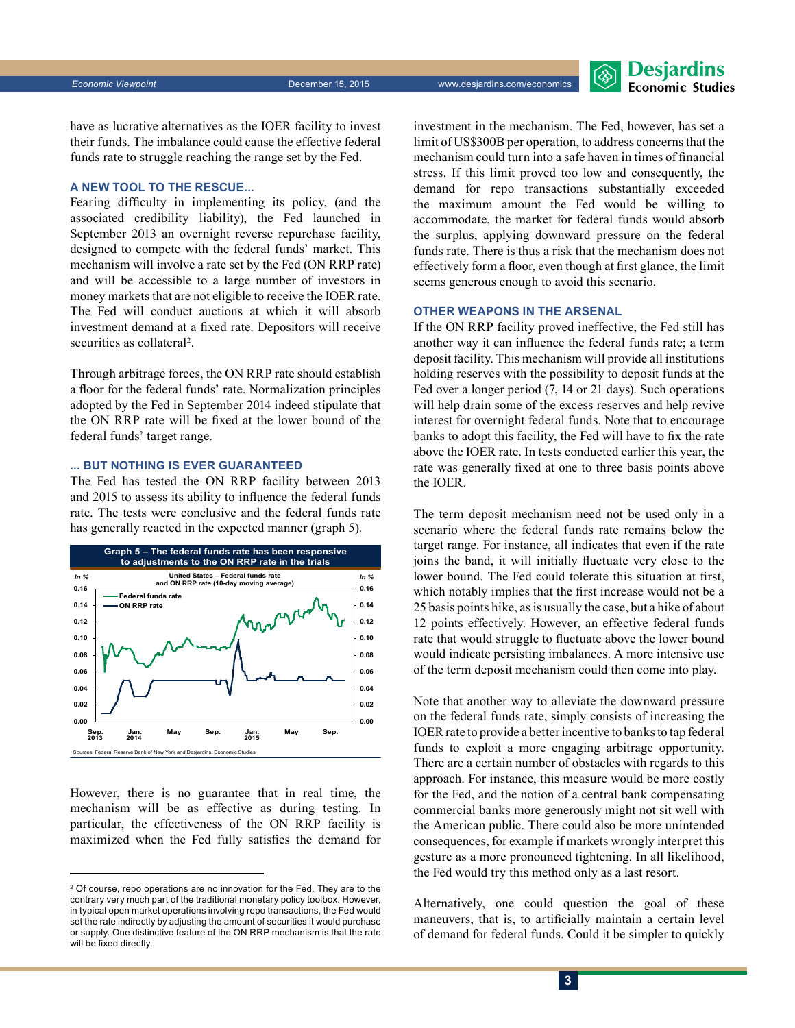have as lucrative alternatives as the IOER facility to invest their funds. The imbalance could cause the effective federal funds rate to struggle reaching the range set by the Fed.

### A NEW TOOL TO THE RESCUE...

Fearing difficulty in implementing its policy, (and the associated credibility liability), the Fed launched in September 2013 an overnight reverse repurchase facility, designed to compete with the federal funds' market. This mechanism will involve a rate set by the Fed (ON RRP rate) and will be accessible to a large number of investors in money markets that are not eligible to receive the IOER rate. The Fed will conduct auctions at which it will absorb investment demand at a fixed rate. Depositors will receive securities as collateral[2].

Through arbitrage forces, the ON RRP rate should establish a floor for the federal funds' rate. Normalization principles adopted by the Fed in September 2014 indeed stipulate that the ON RRP rate will be fixed at the lower bound of the federal funds' target range.

### ... BUT NOTHING IS EVER GUARANTEED

The Fed has tested the ON RRP facility between 2013 and 2015 to assess its ability to influence the federal funds rate. The tests were conclusive and the federal funds rate has generally reacted in the expected manner (graph 5).

**Graph 5 – The federal funds rate has been responsive to adjustments to the ON RRP rate in the trials**

United States – Federal funds rate and ON RRP rate (10-day moving average)

Sources: Federal Reserve Bank of New York and Desjardins, Economic Studies

However, there is no guarantee that in real time, the mechanism will be as effective as during testing. In particular, the effectiveness of the ON RRP facility is maximized when the Fed fully satisfies the demand for investment in the mechanism. The Fed, however, has set a limit of US$300B per operation, to address concerns that the mechanism could turn into a safe haven in times of financial stress. If this limit proved too low and consequently, the demand for repo transactions substantially exceeded the maximum amount the Fed would be willing to accommodate, the market for federal funds would absorb the surplus, applying downward pressure on the federal funds rate. There is thus a risk that the mechanism does not effectively form a floor, even though at first glance, the limit seems generous enough to avoid this scenario.

### OTHER WEAPONS IN THE ARSENAL

If the ON RRP facility proved ineffective, the Fed still has another way it can influence the federal funds rate; a term deposit facility. This mechanism will provide all institutions holding reserves with the possibility to deposit funds at the Fed over a longer period (7, 14 or 21 days). Such operations will help drain some of the excess reserves and help revive interest for overnight federal funds. Note that to encourage banks to adopt this facility, the Fed will have to fix the rate above the IOER rate. In tests conducted earlier this year, the rate was generally fixed at one to three basis points above the IOER.

The term deposit mechanism need not be used only in a scenario where the federal funds rate remains below the target range. For instance, all indicates that even if the rate joins the band, it will initially fluctuate very close to the lower bound. The Fed could tolerate this situation at first, which notably implies that the first increase would not be a 25 basis points hike, as is usually the case, but a hike of about 12 points effectively. However, an effective federal funds rate that would struggle to fluctuate above the lower bound would indicate persisting imbalances. A more intensive use of the term deposit mechanism could then come into play.

Note that another way to alleviate the downward pressure on the federal funds rate, simply consists of increasing the IOER rate to provide a better incentive to banks to tap federal funds to exploit a more engaging arbitrage opportunity. There are a certain number of obstacles with regards to this approach. For instance, this measure would be more costly for the Fed, and the notion of a central bank compensating commercial banks more generously might not sit well with the American public. There could also be more unintended consequences, for example if markets wrongly interpret this gesture as a more pronounced tightening. In all likelihood, the Fed would try this method only as a last resort.

Alternatively, one could question the goal of these maneuvers, that is, to artificially maintain a certain level of demand for federal funds. Could it be simpler to quickly

---

[2] Of course, repo operations are no innovation for the Fed. They are to the contrary very much part of the traditional monetary policy toolbox. However, in typical open market operations involving repo transactions, the Fed would set the rate indirectly by adjusting the amount of securities it would purchase or supply. One distinctive feature of the ON RRP mechanism is that the rate will be fixed directly.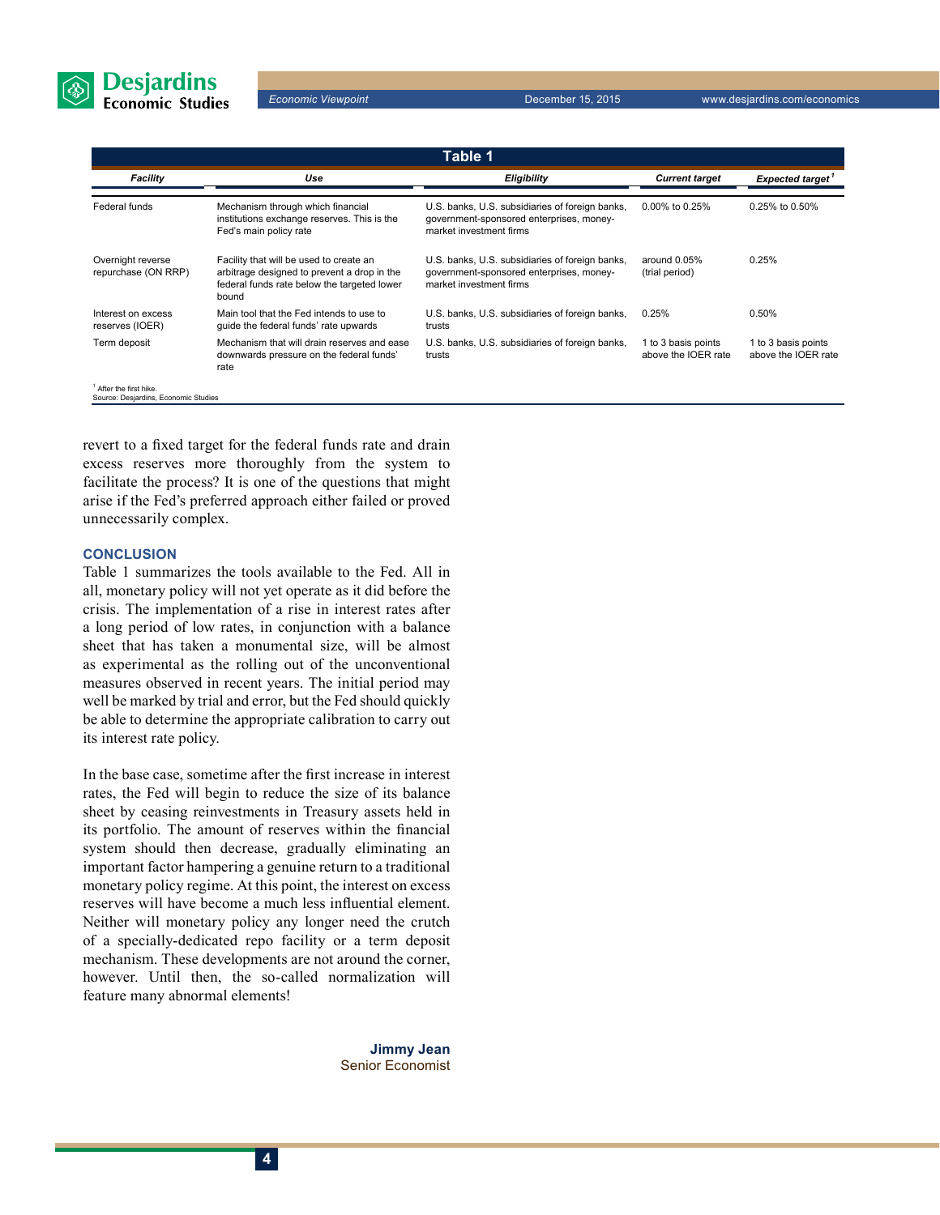**Table 1**

| *Facility* | *Use* | *Eligibility* | *Current target* | *Expected target*[1] |
|---|---|---|---|---|
| Federal funds | Mechanism through which financial institutions exchange reserves. This is the Fed's main policy rate | U.S. banks, U.S. subsidiaries of foreign banks, government-sponsored enterprises, money-market investment firms | 0.00% to 0.25% | 0.25% to 0.50% |
| Overnight reverse repurchase (ON RRP) | Facility that will be used to create an arbitrage designed to prevent a drop in the federal funds rate below the targeted lower bound | U.S. banks, U.S. subsidiaries of foreign banks, government-sponsored enterprises, money-market investment firms | around 0.05% (trial period) | 0.25% |
| Interest on excess reserves (IOER) | Main tool that the Fed intends to use to guide the federal funds' rate upwards | U.S. banks, U.S. subsidiaries of foreign banks, trusts | 0.25% | 0.50% |
| Term deposit | Mechanism that will drain reserves and ease downwards pressure on the federal funds' rate | U.S. banks, U.S. subsidiaries of foreign banks, trusts | 1 to 3 basis points above the IOER rate | 1 to 3 basis points above the IOER rate |

[1] After the first hike.
Source: Desjardins, Economic Studies

revert to a fixed target for the federal funds rate and drain excess reserves more thoroughly from the system to facilitate the process? It is one of the questions that might arise if the Fed's preferred approach either failed or proved unnecessarily complex.

### CONCLUSION

Table 1 summarizes the tools available to the Fed. All in all, monetary policy will not yet operate as it did before the crisis. The implementation of a rise in interest rates after a long period of low rates, in conjunction with a balance sheet that has taken a monumental size, will be almost as experimental as the rolling out of the unconventional measures observed in recent years. The initial period may well be marked by trial and error, but the Fed should quickly be able to determine the appropriate calibration to carry out its interest rate policy.

In the base case, sometime after the first increase in interest rates, the Fed will begin to reduce the size of its balance sheet by ceasing reinvestments in Treasury assets held in its portfolio. The amount of reserves within the financial system should then decrease, gradually eliminating an important factor hampering a genuine return to a traditional monetary policy regime. At this point, the interest on excess reserves will have become a much less influential element. Neither will monetary policy any longer need the crutch of a specially-dedicated repo facility or a term deposit mechanism. These developments are not around the corner, however. Until then, the so-called normalization will feature many abnormal elements!

**Jimmy Jean**
Senior Economist